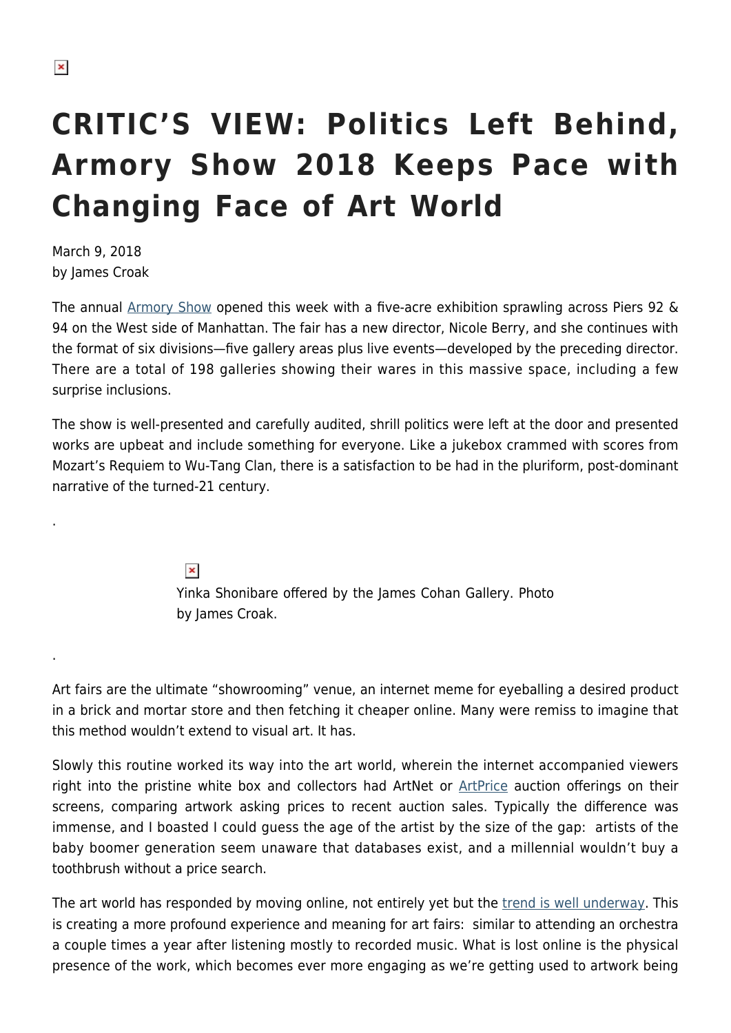# CRITIC'S VIEW: Politics Left Behind, Armory Show 2018 Keeps Pace with Changing Face of Art World

March 9, 2018
by James Croak

The annual Armory Show opened this week with a five-acre exhibition sprawling across Piers 92 & 94 on the West side of Manhattan. The fair has a new director, Nicole Berry, and she continues with the format of six divisions—five gallery areas plus live events—developed by the preceding director. There are a total of 198 galleries showing their wares in this massive space, including a few surprise inclusions.

The show is well-presented and carefully audited, shrill politics were left at the door and presented works are upbeat and include something for everyone. Like a jukebox crammed with scores from Mozart's Requiem to Wu-Tang Clan, there is a satisfaction to be had in the pluriform, post-dominant narrative of the turned-21 century.

.

Yinka Shonibare offered by the James Cohan Gallery. Photo by James Croak.

.

Art fairs are the ultimate "showrooming" venue, an internet meme for eyeballing a desired product in a brick and mortar store and then fetching it cheaper online. Many were remiss to imagine that this method wouldn't extend to visual art. It has.

Slowly this routine worked its way into the art world, wherein the internet accompanied viewers right into the pristine white box and collectors had ArtNet or ArtPrice auction offerings on their screens, comparing artwork asking prices to recent auction sales. Typically the difference was immense, and I boasted I could guess the age of the artist by the size of the gap: artists of the baby boomer generation seem unaware that databases exist, and a millennial wouldn't buy a toothbrush without a price search.

The art world has responded by moving online, not entirely yet but the trend is well underway. This is creating a more profound experience and meaning for art fairs: similar to attending an orchestra a couple times a year after listening mostly to recorded music. What is lost online is the physical presence of the work, which becomes ever more engaging as we're getting used to artwork being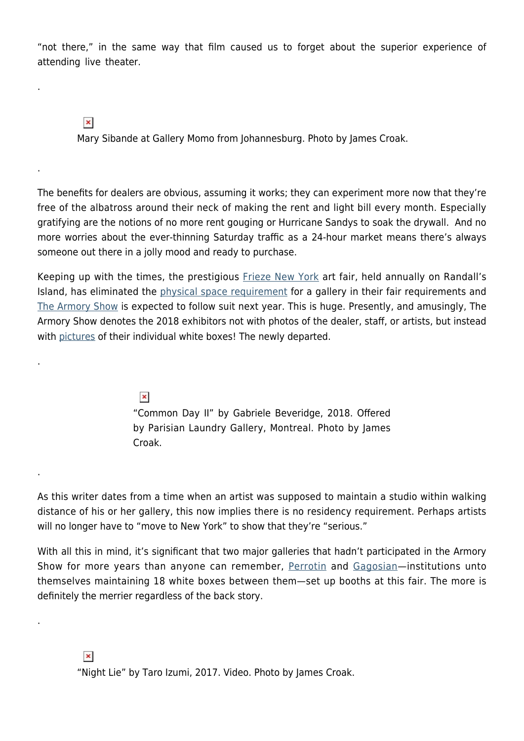"not there," in the same way that film caused us to forget about the superior experience of attending live theater.

.

Mary Sibande at Gallery Momo from Johannesburg. Photo by James Croak.

.

The benefits for dealers are obvious, assuming it works; they can experiment more now that they're free of the albatross around their neck of making the rent and light bill every month. Especially gratifying are the notions of no more rent gouging or Hurricane Sandys to soak the drywall. And no more worries about the ever-thinning Saturday traffic as a 24-hour market means there's always someone out there in a jolly mood and ready to purchase.

Keeping up with the times, the prestigious Frieze New York art fair, held annually on Randall's Island, has eliminated the physical space requirement for a gallery in their fair requirements and The Armory Show is expected to follow suit next year. This is huge. Presently, and amusingly, The Armory Show denotes the 2018 exhibitors not with photos of the dealer, staff, or artists, but instead with pictures of their individual white boxes! The newly departed.

.

"Common Day II" by Gabriele Beveridge, 2018. Offered by Parisian Laundry Gallery, Montreal. Photo by James Croak.

.

As this writer dates from a time when an artist was supposed to maintain a studio within walking distance of his or her gallery, this now implies there is no residency requirement. Perhaps artists will no longer have to "move to New York" to show that they're "serious."

With all this in mind, it's significant that two major galleries that hadn't participated in the Armory Show for more years than anyone can remember, Perrotin and Gagosian—institutions unto themselves maintaining 18 white boxes between them—set up booths at this fair. The more is definitely the merrier regardless of the back story.

.

"Night Lie" by Taro Izumi, 2017. Video. Photo by James Croak.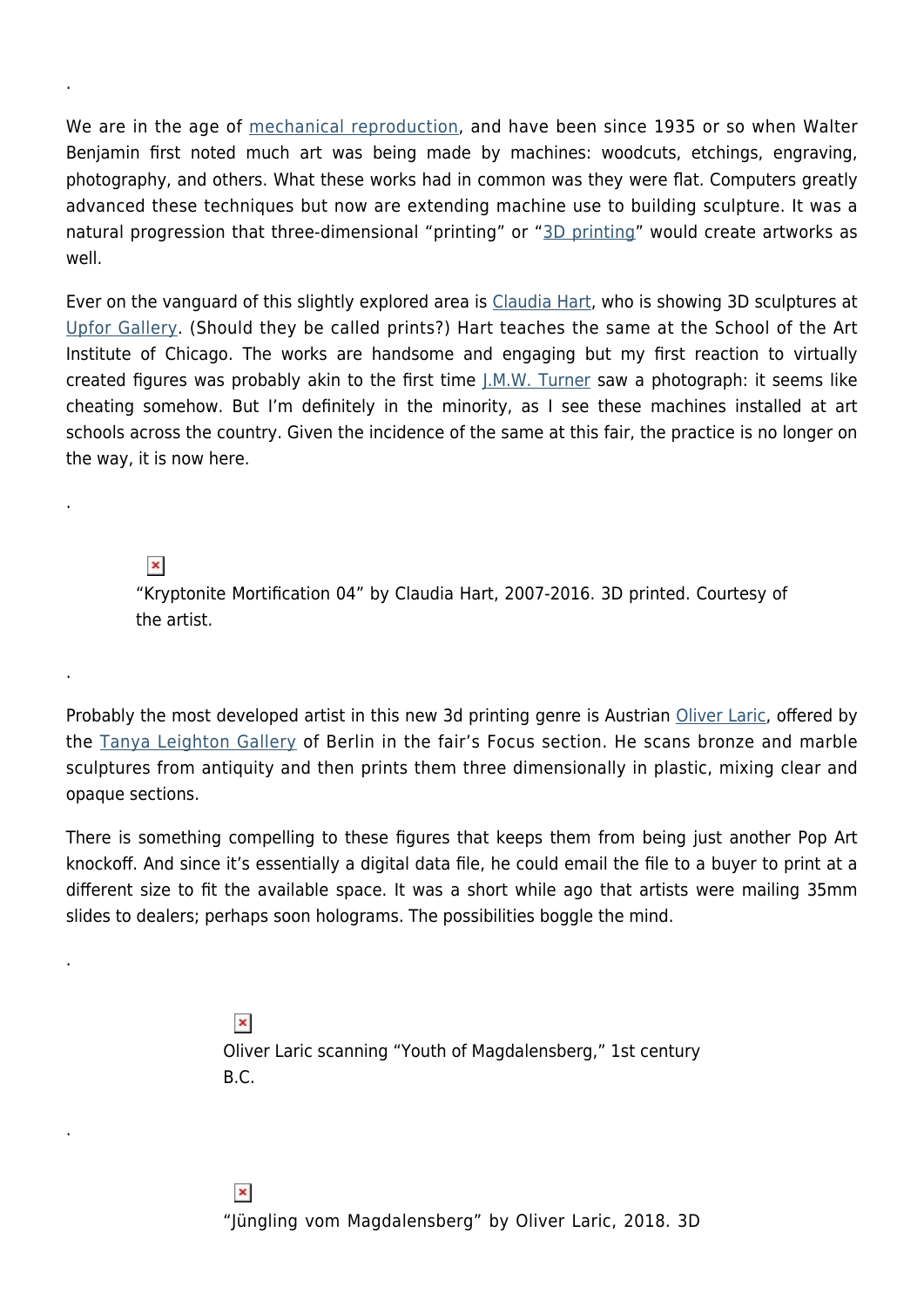.

We are in the age of [mechanical reproduction](), and have been since 1935 or so when Walter Benjamin first noted much art was being made by machines: woodcuts, etchings, engraving, photography, and others. What these works had in common was they were flat. Computers greatly advanced these techniques but now are extending machine use to building sculpture. It was a natural progression that three-dimensional "printing" or "[3D printing]()" would create artworks as well.

Ever on the vanguard of this slightly explored area is [Claudia Hart](), who is showing 3D sculptures at [Upfor Gallery](). (Should they be called prints?) Hart teaches the same at the School of the Art Institute of Chicago. The works are handsome and engaging but my first reaction to virtually created figures was probably akin to the first time [J.M.W. Turner]() saw a photograph: it seems like cheating somehow. But I'm definitely in the minority, as I see these machines installed at art schools across the country. Given the incidence of the same at this fair, the practice is no longer on the way, it is now here.

.

"Kryptonite Mortification 04" by Claudia Hart, 2007-2016. 3D printed. Courtesy of the artist.

.

Probably the most developed artist in this new 3d printing genre is Austrian [Oliver Laric](), offered by the [Tanya Leighton Gallery]() of Berlin in the fair's Focus section. He scans bronze and marble sculptures from antiquity and then prints them three dimensionally in plastic, mixing clear and opaque sections.

There is something compelling to these figures that keeps them from being just another Pop Art knockoff. And since it's essentially a digital data file, he could email the file to a buyer to print at a different size to fit the available space. It was a short while ago that artists were mailing 35mm slides to dealers; perhaps soon holograms. The possibilities boggle the mind.

.

Oliver Laric scanning "Youth of Magdalensberg," 1st century B.C.

.

"Jüngling vom Magdalensberg" by Oliver Laric, 2018. 3D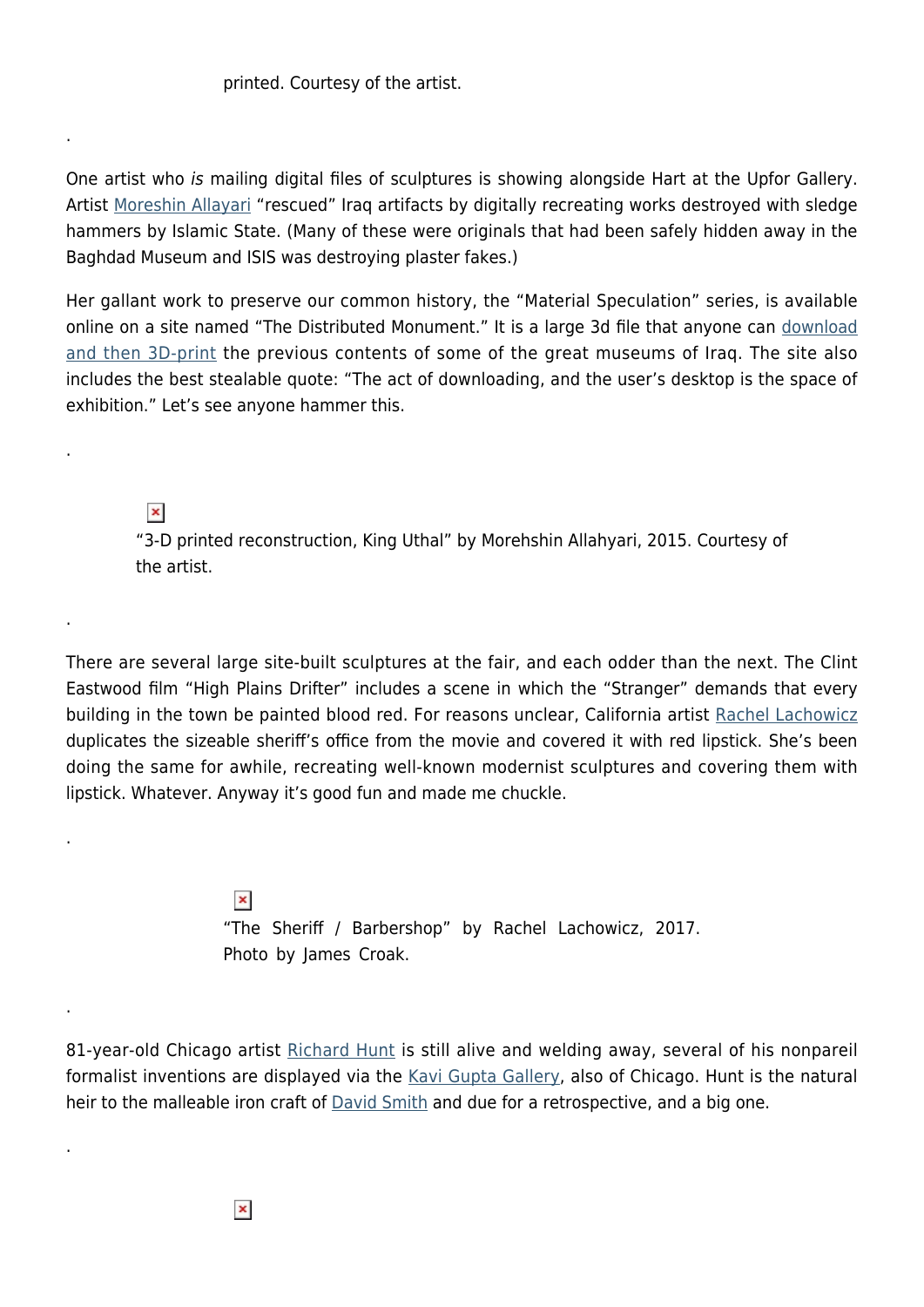printed. Courtesy of the artist.

.

One artist who *is* mailing digital files of sculptures is showing alongside Hart at the Upfor Gallery. Artist Moreshin Allayari "rescued" Iraq artifacts by digitally recreating works destroyed with sledge hammers by Islamic State. (Many of these were originals that had been safely hidden away in the Baghdad Museum and ISIS was destroying plaster fakes.)

Her gallant work to preserve our common history, the "Material Speculation" series, is available online on a site named "The Distributed Monument." It is a large 3d file that anyone can download and then 3D-print the previous contents of some of the great museums of Iraq. The site also includes the best stealable quote: "The act of downloading, and the user's desktop is the space of exhibition." Let's see anyone hammer this.

.

"3-D printed reconstruction, King Uthal" by Morehshin Allahyari, 2015. Courtesy of the artist.

.

There are several large site-built sculptures at the fair, and each odder than the next. The Clint Eastwood film "High Plains Drifter" includes a scene in which the "Stranger" demands that every building in the town be painted blood red. For reasons unclear, California artist Rachel Lachowicz duplicates the sizeable sheriff's office from the movie and covered it with red lipstick. She's been doing the same for awhile, recreating well-known modernist sculptures and covering them with lipstick. Whatever. Anyway it's good fun and made me chuckle.

.

"The Sheriff / Barbershop" by Rachel Lachowicz, 2017. Photo by James Croak.

.

81-year-old Chicago artist Richard Hunt is still alive and welding away, several of his nonpareil formalist inventions are displayed via the Kavi Gupta Gallery, also of Chicago. Hunt is the natural heir to the malleable iron craft of David Smith and due for a retrospective, and a big one.

.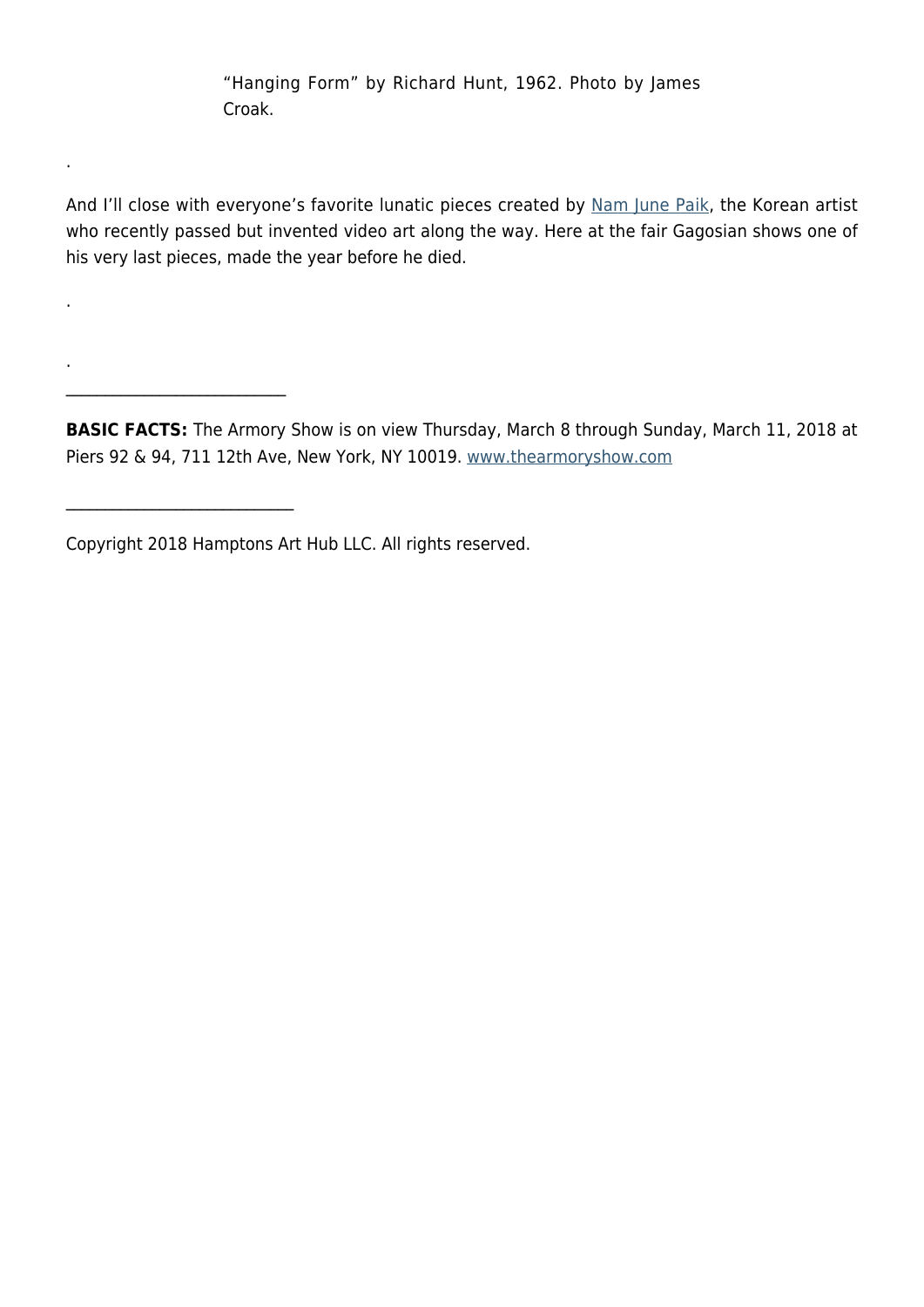"Hanging Form" by Richard Hunt, 1962. Photo by James Croak.

.

And I'll close with everyone's favorite lunatic pieces created by [Nam June Paik](), the Korean artist who recently passed but invented video art along the way. Here at the fair Gagosian shows one of his very last pieces, made the year before he died.

.

.

___________________________

**BASIC FACTS:** The Armory Show is on view Thursday, March 8 through Sunday, March 11, 2018 at Piers 92 & 94, 711 12th Ave, New York, NY 10019. www.thearmoryshow.com

___________________________

Copyright 2018 Hamptons Art Hub LLC. All rights reserved.